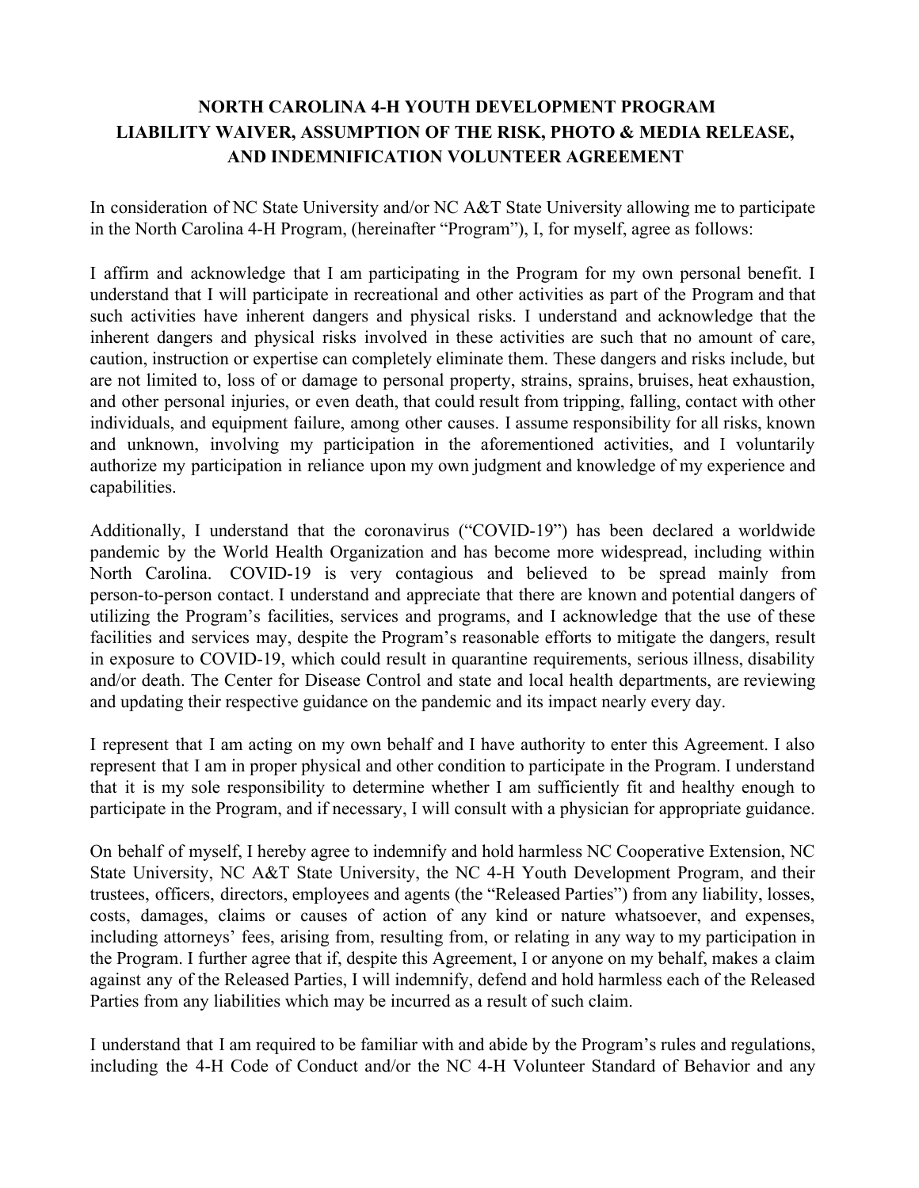# NORTH CAROLINA 4-H YOUTH DEVELOPMENT PROGRAM LIABILITY WAIVER, ASSUMPTION OF THE RISK, PHOTO & MEDIA RELEASE, AND INDEMNIFICATION VOLUNTEER AGREEMENT

In consideration of NC State University and/or NC A&T State University allowing me to participate in the North Carolina 4-H Program, (hereinafter "Program"), I, for myself, agree as follows:

I affirm and acknowledge that I am participating in the Program for my own personal benefit. I understand that I will participate in recreational and other activities as part of the Program and that such activities have inherent dangers and physical risks. I understand and acknowledge that the inherent dangers and physical risks involved in these activities are such that no amount of care, caution, instruction or expertise can completely eliminate them. These dangers and risks include, but are not limited to, loss of or damage to personal property, strains, sprains, bruises, heat exhaustion, and other personal injuries, or even death, that could result from tripping, falling, contact with other individuals, and equipment failure, among other causes. I assume responsibility for all risks, known and unknown, involving my participation in the aforementioned activities, and I voluntarily authorize my participation in reliance upon my own judgment and knowledge of my experience and capabilities.

Additionally, I understand that the coronavirus ("COVID-19") has been declared a worldwide pandemic by the World Health Organization and has become more widespread, including within North Carolina. COVID-19 is very contagious and believed to be spread mainly from person-to-person contact. I understand and appreciate that there are known and potential dangers of utilizing the Program's facilities, services and programs, and I acknowledge that the use of these facilities and services may, despite the Program's reasonable efforts to mitigate the dangers, result in exposure to COVID-19, which could result in quarantine requirements, serious illness, disability and/or death. The Center for Disease Control and state and local health departments, are reviewing and updating their respective guidance on the pandemic and its impact nearly every day.

I represent that I am acting on my own behalf and I have authority to enter this Agreement. I also represent that I am in proper physical and other condition to participate in the Program. I understand that it is my sole responsibility to determine whether I am sufficiently fit and healthy enough to participate in the Program, and if necessary, I will consult with a physician for appropriate guidance.

On behalf of myself, I hereby agree to indemnify and hold harmless NC Cooperative Extension, NC State University, NC A&T State University, the NC 4-H Youth Development Program, and their trustees, officers, directors, employees and agents (the "Released Parties") from any liability, losses, costs, damages, claims or causes of action of any kind or nature whatsoever, and expenses, including attorneys' fees, arising from, resulting from, or relating in any way to my participation in the Program. I further agree that if, despite this Agreement, I or anyone on my behalf, makes a claim against any of the Released Parties, I will indemnify, defend and hold harmless each of the Released Parties from any liabilities which may be incurred as a result of such claim.

I understand that I am required to be familiar with and abide by the Program's rules and regulations, including the 4-H Code of Conduct and/or the NC 4-H Volunteer Standard of Behavior and any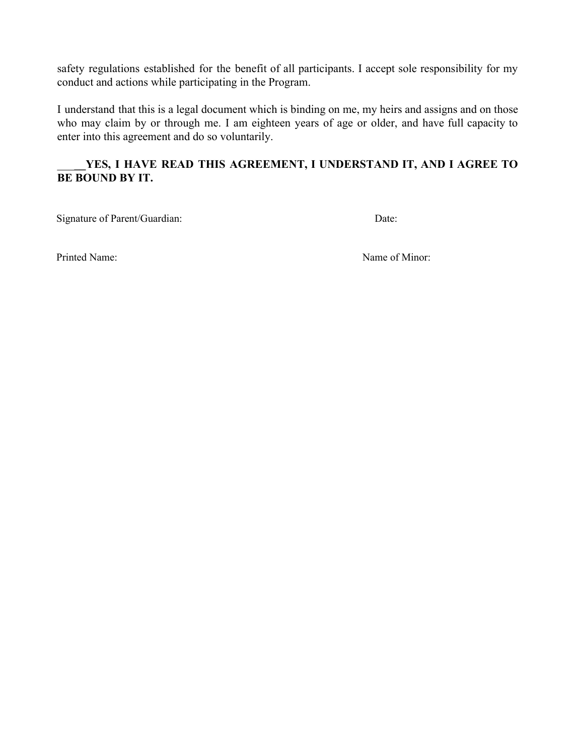safety regulations established for the benefit of all participants. I accept sole responsibility for my conduct and actions while participating in the Program.

I understand that this is a legal document which is binding on me, my heirs and assigns and on those who may claim by or through me. I am eighteen years of age or older, and have full capacity to enter into this agreement and do so voluntarily.

**_____YES, I HAVE READ THIS AGREEMENT, I UNDERSTAND IT, AND I AGREE TO BE BOUND BY IT.**

Signature of Parent/Guardian: Date:

Printed Name: Name of Minor: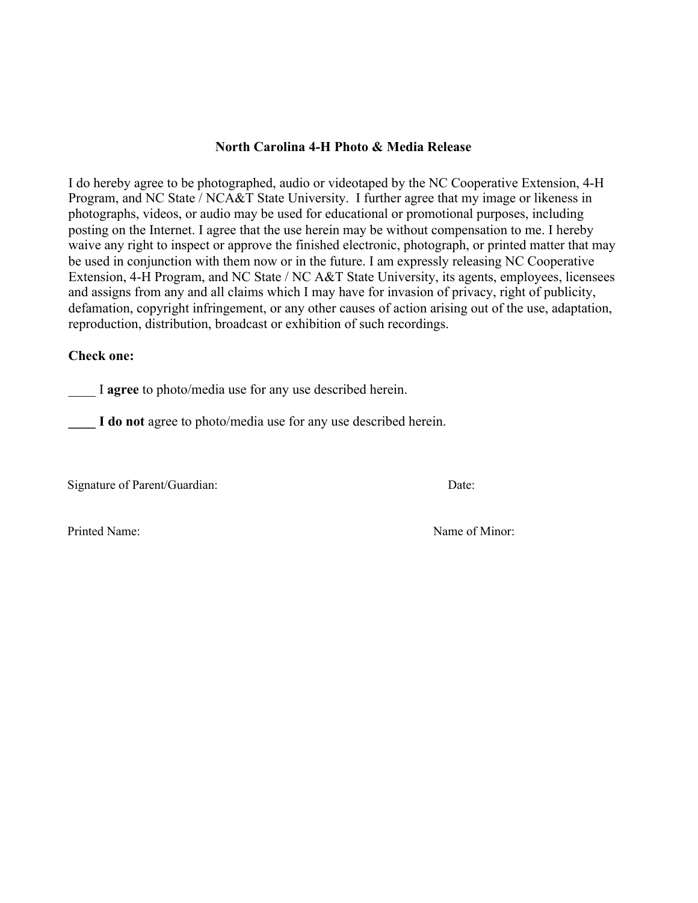### North Carolina 4-H Photo & Media Release

I do hereby agree to be photographed, audio or videotaped by the NC Cooperative Extension, 4-H Program, and NC State / NCA&T State University. I further agree that my image or likeness in photographs, videos, or audio may be used for educational or promotional purposes, including posting on the Internet. I agree that the use herein may be without compensation to me. I hereby waive any right to inspect or approve the finished electronic, photograph, or printed matter that may be used in conjunction with them now or in the future. I am expressly releasing NC Cooperative Extension, 4-H Program, and NC State / NC A&T State University, its agents, employees, licensees and assigns from any and all claims which I may have for invasion of privacy, right of publicity, defamation, copyright infringement, or any other causes of action arising out of the use, adaptation, reproduction, distribution, broadcast or exhibition of such recordings.

**Check one:**

____ I **agree** to photo/media use for any use described herein.

**____ I do not** agree to photo/media use for any use described herein.

Signature of Parent/Guardian: Date:

Printed Name: Name of Minor: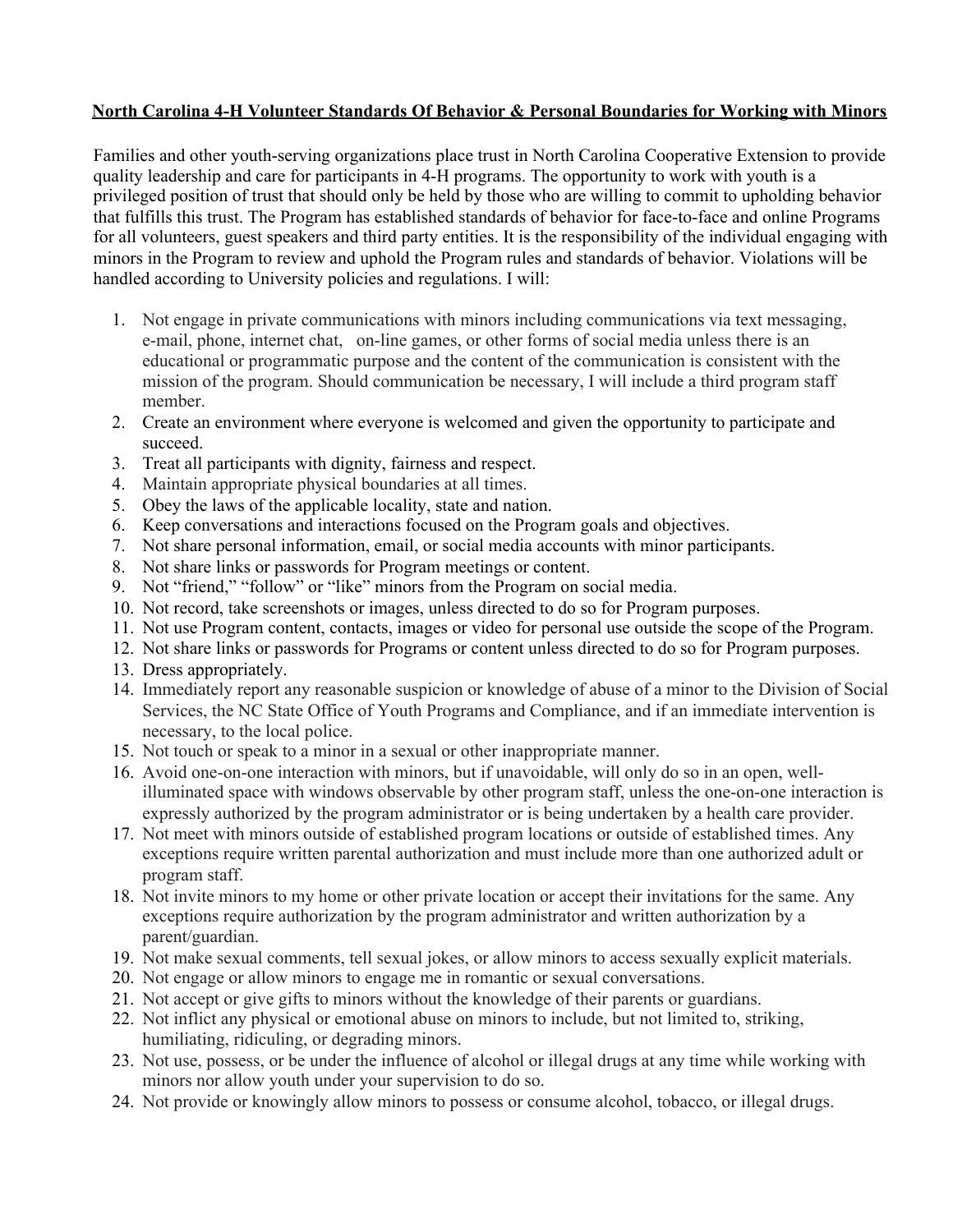**North Carolina 4-H Volunteer Standards Of Behavior & Personal Boundaries for Working with Minors**

Families and other youth-serving organizations place trust in North Carolina Cooperative Extension to provide quality leadership and care for participants in 4-H programs. The opportunity to work with youth is a privileged position of trust that should only be held by those who are willing to commit to upholding behavior that fulfills this trust. The Program has established standards of behavior for face-to-face and online Programs for all volunteers, guest speakers and third party entities. It is the responsibility of the individual engaging with minors in the Program to review and uphold the Program rules and standards of behavior. Violations will be handled according to University policies and regulations. I will:

1. Not engage in private communications with minors including communications via text messaging, e-mail, phone, internet chat, on-line games, or other forms of social media unless there is an educational or programmatic purpose and the content of the communication is consistent with the mission of the program. Should communication be necessary, I will include a third program staff member.
2. Create an environment where everyone is welcomed and given the opportunity to participate and succeed.
3. Treat all participants with dignity, fairness and respect.
4. Maintain appropriate physical boundaries at all times.
5. Obey the laws of the applicable locality, state and nation.
6. Keep conversations and interactions focused on the Program goals and objectives.
7. Not share personal information, email, or social media accounts with minor participants.
8. Not share links or passwords for Program meetings or content.
9. Not "friend," "follow" or "like" minors from the Program on social media.
10. Not record, take screenshots or images, unless directed to do so for Program purposes.
11. Not use Program content, contacts, images or video for personal use outside the scope of the Program.
12. Not share links or passwords for Programs or content unless directed to do so for Program purposes.
13. Dress appropriately.
14. Immediately report any reasonable suspicion or knowledge of abuse of a minor to the Division of Social Services, the NC State Office of Youth Programs and Compliance, and if an immediate intervention is necessary, to the local police.
15. Not touch or speak to a minor in a sexual or other inappropriate manner.
16. Avoid one-on-one interaction with minors, but if unavoidable, will only do so in an open, well-illuminated space with windows observable by other program staff, unless the one-on-one interaction is expressly authorized by the program administrator or is being undertaken by a health care provider.
17. Not meet with minors outside of established program locations or outside of established times. Any exceptions require written parental authorization and must include more than one authorized adult or program staff.
18. Not invite minors to my home or other private location or accept their invitations for the same. Any exceptions require authorization by the program administrator and written authorization by a parent/guardian.
19. Not make sexual comments, tell sexual jokes, or allow minors to access sexually explicit materials.
20. Not engage or allow minors to engage me in romantic or sexual conversations.
21. Not accept or give gifts to minors without the knowledge of their parents or guardians.
22. Not inflict any physical or emotional abuse on minors to include, but not limited to, striking, humiliating, ridiculing, or degrading minors.
23. Not use, possess, or be under the influence of alcohol or illegal drugs at any time while working with minors nor allow youth under your supervision to do so.
24. Not provide or knowingly allow minors to possess or consume alcohol, tobacco, or illegal drugs.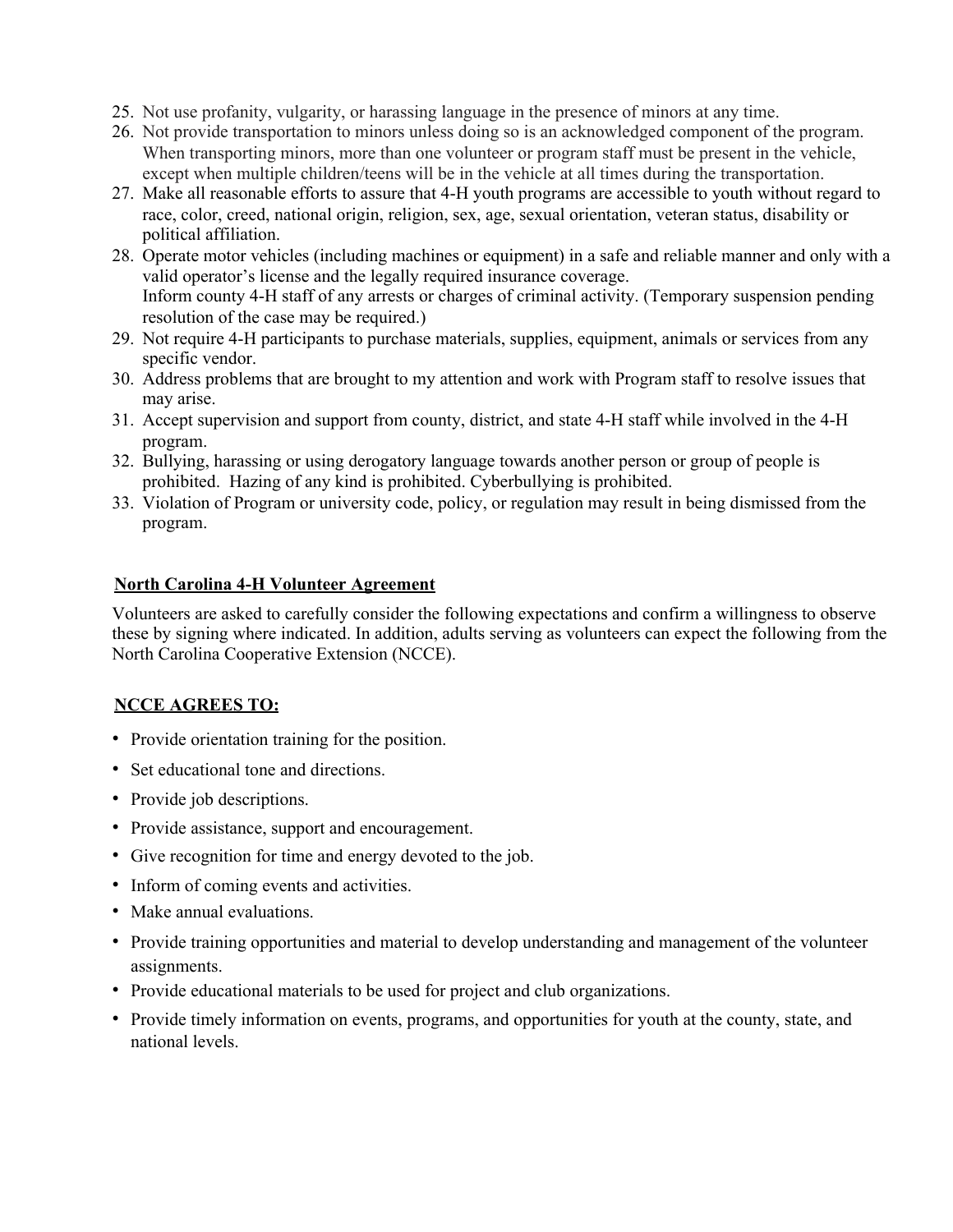25. Not use profanity, vulgarity, or harassing language in the presence of minors at any time.
26. Not provide transportation to minors unless doing so is an acknowledged component of the program. When transporting minors, more than one volunteer or program staff must be present in the vehicle, except when multiple children/teens will be in the vehicle at all times during the transportation.
27. Make all reasonable efforts to assure that 4-H youth programs are accessible to youth without regard to race, color, creed, national origin, religion, sex, age, sexual orientation, veteran status, disability or political affiliation.
28. Operate motor vehicles (including machines or equipment) in a safe and reliable manner and only with a valid operator's license and the legally required insurance coverage.
    Inform county 4-H staff of any arrests or charges of criminal activity. (Temporary suspension pending resolution of the case may be required.)
29. Not require 4-H participants to purchase materials, supplies, equipment, animals or services from any specific vendor.
30. Address problems that are brought to my attention and work with Program staff to resolve issues that may arise.
31. Accept supervision and support from county, district, and state 4-H staff while involved in the 4-H program.
32. Bullying, harassing or using derogatory language towards another person or group of people is prohibited. Hazing of any kind is prohibited. Cyberbullying is prohibited.
33. Violation of Program or university code, policy, or regulation may result in being dismissed from the program.

## North Carolina 4-H Volunteer Agreement

Volunteers are asked to carefully consider the following expectations and confirm a willingness to observe these by signing where indicated. In addition, adults serving as volunteers can expect the following from the North Carolina Cooperative Extension (NCCE).

## NCCE AGREES TO:

- Provide orientation training for the position.
- Set educational tone and directions.
- Provide job descriptions.
- Provide assistance, support and encouragement.
- Give recognition for time and energy devoted to the job.
- Inform of coming events and activities.
- Make annual evaluations.
- Provide training opportunities and material to develop understanding and management of the volunteer assignments.
- Provide educational materials to be used for project and club organizations.
- Provide timely information on events, programs, and opportunities for youth at the county, state, and national levels.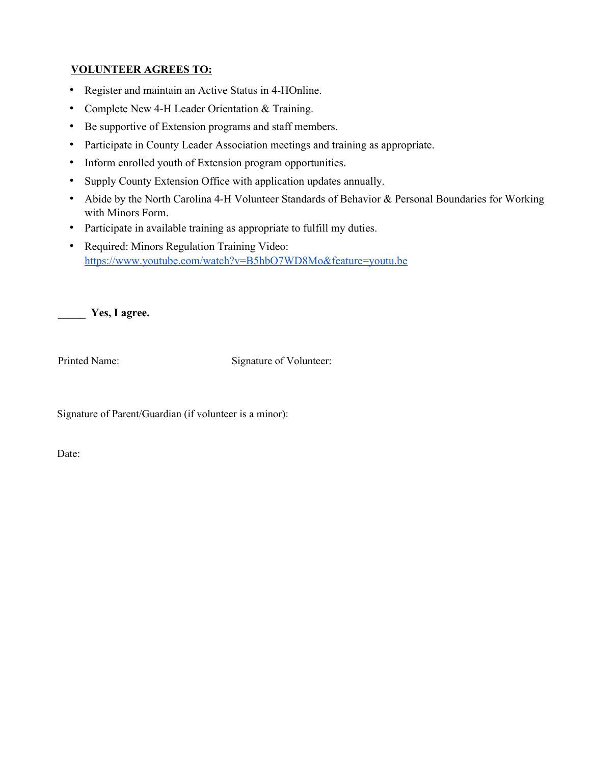**VOLUNTEER AGREES TO:**

- Register and maintain an Active Status in 4-HOnline.
- Complete New 4-H Leader Orientation & Training.
- Be supportive of Extension programs and staff members.
- Participate in County Leader Association meetings and training as appropriate.
- Inform enrolled youth of Extension program opportunities.
- Supply County Extension Office with application updates annually.
- Abide by the North Carolina 4-H Volunteer Standards of Behavior & Personal Boundaries for Working with Minors Form.
- Participate in available training as appropriate to fulfill my duties.
- Required: Minors Regulation Training Video: https://www.youtube.com/watch?v=B5hbO7WD8Mo&feature=youtu.be

_____ **Yes, I agree.**

Printed Name: Signature of Volunteer:

Signature of Parent/Guardian (if volunteer is a minor):

Date: